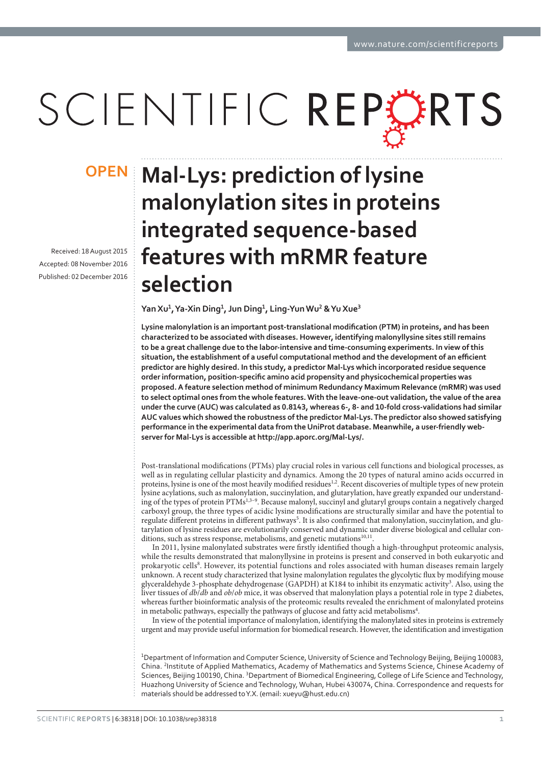# Mal-Lys: prediction of lysine malonylation sites in proteins integrated sequence-based features with mRMR feature selection

OPEN

Received: 18 August 2015
Accepted: 08 November 2016
Published: 02 December 2016

**Yan Xu[1], Ya-Xin Ding[1], Jun Ding[1], Ling-Yun Wu[2] & Yu Xue[3]**

**Lysine malonylation is an important post-translational modification (PTM) in proteins, and has been characterized to be associated with diseases. However, identifying malonyllysine sites still remains to be a great challenge due to the labor-intensive and time-consuming experiments. In view of this situation, the establishment of a useful computational method and the development of an efficient predictor are highly desired. In this study, a predictor Mal-Lys which incorporated residue sequence order information, position-specific amino acid propensity and physicochemical properties was proposed. A feature selection method of minimum Redundancy Maximum Relevance (mRMR) was used to select optimal ones from the whole features. With the leave-one-out validation, the value of the area under the curve (AUC) was calculated as 0.8143, whereas 6-, 8- and 10-fold cross-validations had similar AUC values which showed the robustness of the predictor Mal-Lys. The predictor also showed satisfying performance in the experimental data from the UniProt database. Meanwhile, a user-friendly web-server for Mal-Lys is accessible at http://app.aporc.org/Mal-Lys/.**

Post-translational modifications (PTMs) play crucial roles in various cell functions and biological processes, as well as in regulating cellular plasticity and dynamics. Among the 20 types of natural amino acids occurred in proteins, lysine is one of the most heavily modified residues[1,2]. Recent discoveries of multiple types of new protein lysine acylations, such as malonylation, succinylation, and glutarylation, have greatly expanded our understanding of the types of protein PTMs[1,3–9]. Because malonyl, succinyl and glutaryl groups contain a negatively charged carboxyl group, the three types of acidic lysine modifications are structurally similar and have the potential to regulate different proteins in different pathways[5]. It is also confirmed that malonylation, succinylation, and glutarylation of lysine residues are evolutionarily conserved and dynamic under diverse biological and cellular conditions, such as stress response, metabolisms, and genetic mutations[10,11].

In 2011, lysine malonylated substrates were firstly identified though a high-throughput proteomic analysis, while the results demonstrated that malonyllysine in proteins is present and conserved in both eukaryotic and prokaryotic cells[8]. However, its potential functions and roles associated with human diseases remain largely unknown. A recent study characterized that lysine malonylation regulates the glycolytic flux by modifying mouse glyceraldehyde 3-phosphate dehydrogenase (GAPDH) at K184 to inhibit its enzymatic activity[3]. Also, using the liver tissues of *db*/*db* and *ob*/*ob* mice, it was observed that malonylation plays a potential role in type 2 diabetes, whereas further bioinformatic analysis of the proteomic results revealed the enrichment of malonylated proteins in metabolic pathways, especially the pathways of glucose and fatty acid metabolisms[4].

In view of the potential importance of malonylation, identifying the malonylated sites in proteins is extremely urgent and may provide useful information for biomedical research. However, the identification and investigation

[1]Department of Information and Computer Science, University of Science and Technology Beijing, Beijing 100083, China. [2]Institute of Applied Mathematics, Academy of Mathematics and Systems Science, Chinese Academy of Sciences, Beijing 100190, China. [3]Department of Biomedical Engineering, College of Life Science and Technology, Huazhong University of Science and Technology, Wuhan, Hubei 430074, China. Correspondence and requests for materials should be addressed to Y.X. (email: xueyu@hust.edu.cn)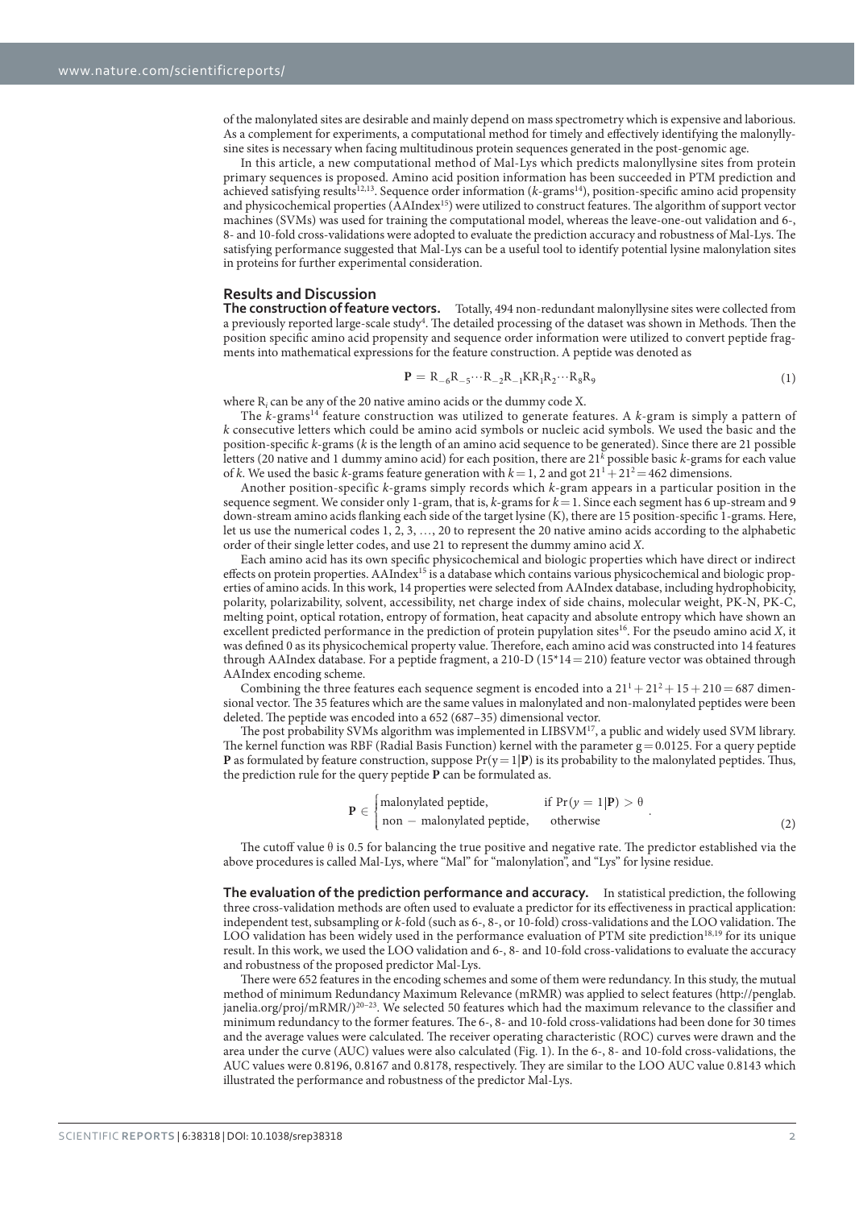of the malonylated sites are desirable and mainly depend on mass spectrometry which is expensive and laborious. As a complement for experiments, a computational method for timely and effectively identifying the malonyllysine sites is necessary when facing multitudinous protein sequences generated in the post-genomic age.

In this article, a new computational method of Mal-Lys which predicts malonyllysine sites from protein primary sequences is proposed. Amino acid position information has been succeeded in PTM prediction and achieved satisfying results[12,13]. Sequence order information (*k*-grams[14]), position-specific amino acid propensity and physicochemical properties (AAIndex[15]) were utilized to construct features. The algorithm of support vector machines (SVMs) was used for training the computational model, whereas the leave-one-out validation and 6-, 8- and 10-fold cross-validations were adopted to evaluate the prediction accuracy and robustness of Mal-Lys. The satisfying performance suggested that Mal-Lys can be a useful tool to identify potential lysine malonylation sites in proteins for further experimental consideration.

## Results and Discussion

**The construction of feature vectors.** Totally, 494 non-redundant malonyllysine sites were collected from a previously reported large-scale study[4]. The detailed processing of the dataset was shown in Methods. Then the position specific amino acid propensity and sequence order information were utilized to convert peptide fragments into mathematical expressions for the feature construction. A peptide was denoted as

$$\mathbf{P} = R_{-6}R_{-5}\cdots R_{-2}R_{-1}KR_1R_2\cdots R_8R_9 \tag{1}$$

where $R_i$ can be any of the 20 native amino acids or the dummy code X.

The *k*-grams[14] feature construction was utilized to generate features. A *k*-gram is simply a pattern of *k* consecutive letters which could be amino acid symbols or nucleic acid symbols. We used the basic and the position-specific *k*-grams (*k* is the length of an amino acid sequence to be generated). Since there are 21 possible letters (20 native and 1 dummy amino acid) for each position, there are $21^k$ possible basic *k*-grams for each value of *k*. We used the basic *k*-grams feature generation with $k = 1, 2$ and got $21^1 + 21^2 = 462$ dimensions.

Another position-specific *k*-grams simply records which *k*-gram appears in a particular position in the sequence segment. We consider only 1-gram, that is, *k*-grams for $k = 1$. Since each segment has 6 up-stream and 9 down-stream amino acids flanking each side of the target lysine (K), there are 15 position-specific 1-grams. Here, let us use the numerical codes 1, 2, 3, …, 20 to represent the 20 native amino acids according to the alphabetic order of their single letter codes, and use 21 to represent the dummy amino acid *X*.

Each amino acid has its own specific physicochemical and biologic properties which have direct or indirect effects on protein properties. AAIndex[15] is a database which contains various physicochemical and biologic properties of amino acids. In this work, 14 properties were selected from AAIndex database, including hydrophobicity, polarity, polarizability, solvent, accessibility, net charge index of side chains, molecular weight, PK-N, PK-C, melting point, optical rotation, entropy of formation, heat capacity and absolute entropy which have shown an excellent predicted performance in the prediction of protein pupylation sites[16]. For the pseudo amino acid *X*, it was defined 0 as its physicochemical property value. Therefore, each amino acid was constructed into 14 features through AAIndex database. For a peptide fragment, a 210-D ($15*14 = 210$) feature vector was obtained through AAIndex encoding scheme.

Combining the three features each sequence segment is encoded into a $21^1 + 21^2 + 15 + 210 = 687$ dimensional vector. The 35 features which are the same values in malonylated and non-malonylated peptides were been deleted. The peptide was encoded into a 652 (687–35) dimensional vector.

The post probability SVMs algorithm was implemented in LIBSVM[17], a public and widely used SVM library. The kernel function was RBF (Radial Basis Function) kernel with the parameter $g = 0.0125$. For a query peptide $\mathbf{P}$ as formulated by feature construction, suppose $\Pr(y = 1|\mathbf{P})$ is its probability to the malonylated peptides. Thus, the prediction rule for the query peptide $\mathbf{P}$ can be formulated as.

$$\mathbf{P} \in \begin{cases} \text{malonylated peptide,} & \text{if } \Pr(y = 1|\mathbf{P}) > \theta \\ \text{non} - \text{malonylated peptide,} & \text{otherwise} \end{cases}. \tag{2}$$

The cutoff value θ is 0.5 for balancing the true positive and negative rate. The predictor established via the above procedures is called Mal-Lys, where "Mal" for "malonylation", and "Lys" for lysine residue.

**The evaluation of the prediction performance and accuracy.** In statistical prediction, the following three cross-validation methods are often used to evaluate a predictor for its effectiveness in practical application: independent test, subsampling or *k*-fold (such as 6-, 8-, or 10-fold) cross-validations and the LOO validation. The LOO validation has been widely used in the performance evaluation of PTM site prediction[18,19] for its unique result. In this work, we used the LOO validation and 6-, 8- and 10-fold cross-validations to evaluate the accuracy and robustness of the proposed predictor Mal-Lys.

There were 652 features in the encoding schemes and some of them were redundancy. In this study, the mutual method of minimum Redundancy Maximum Relevance (mRMR) was applied to select features (http://penglab.janelia.org/proj/mRMR/)[20–23]. We selected 50 features which had the maximum relevance to the classifier and minimum redundancy to the former features. The 6-, 8- and 10-fold cross-validations had been done for 30 times and the average values were calculated. The receiver operating characteristic (ROC) curves were drawn and the area under the curve (AUC) values were also calculated (Fig. 1). In the 6-, 8- and 10-fold cross-validations, the AUC values were 0.8196, 0.8167 and 0.8178, respectively. They are similar to the LOO AUC value 0.8143 which illustrated the performance and robustness of the predictor Mal-Lys.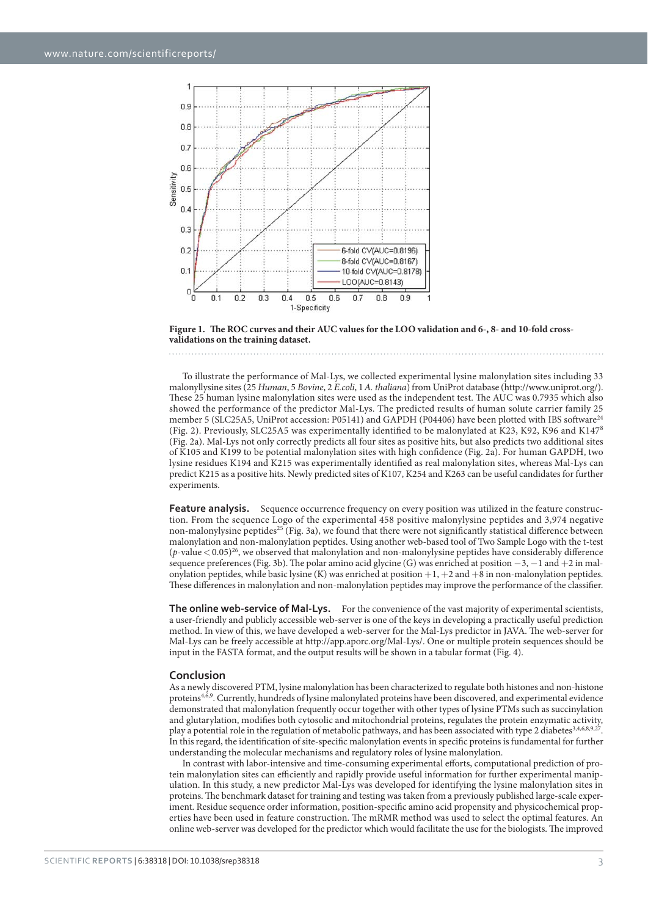**Figure 1. The ROC curves and their AUC values for the LOO validation and 6-, 8- and 10-fold cross-validations on the training dataset.**

To illustrate the performance of Mal-Lys, we collected experimental lysine malonylation sites including 33 malonyllysine sites (25 *Human*, 5 *Bovine*, 2 *E.coli*, 1 *A. thaliana*) from UniProt database (http://www.uniprot.org/). These 25 human lysine malonylation sites were used as the independent test. The AUC was 0.7935 which also showed the performance of the predictor Mal-Lys. The predicted results of human solute carrier family 25 member 5 (SLC25A5, UniProt accession: P05141) and GAPDH (P04406) have been plotted with IBS software[24] (Fig. 2). Previously, SLC25A5 was experimentally identified to be malonylated at K23, K92, K96 and K147[8] (Fig. 2a). Mal-Lys not only correctly predicts all four sites as positive hits, but also predicts two additional sites of K105 and K199 to be potential malonylation sites with high confidence (Fig. 2a). For human GAPDH, two lysine residues K194 and K215 was experimentally identified as real malonylation sites, whereas Mal-Lys can predict K215 as a positive hits. Newly predicted sites of K107, K254 and K263 can be useful candidates for further experiments.

**Feature analysis.** Sequence occurrence frequency on every position was utilized in the feature construction. From the sequence Logo of the experimental 458 positive malonylysine peptides and 3,974 negative non-malonylysine peptides[25] (Fig. 3a), we found that there were not significantly statistical difference between malonylation and non-malonylation peptides. Using another web-based tool of Two Sample Logo with the t-test ($p$-value $< 0.05$)[26], we observed that malonylation and non-malonylysine peptides have considerably difference sequence preferences (Fig. 3b). The polar amino acid glycine (G) was enriched at position −3, −1 and +2 in malonylation peptides, while basic lysine (K) was enriched at position +1, +2 and +8 in non-malonylation peptides. These differences in malonylation and non-malonylation peptides may improve the performance of the classifier.

**The online web-service of Mal-Lys.** For the convenience of the vast majority of experimental scientists, a user-friendly and publicly accessible web-server is one of the keys in developing a practically useful prediction method. In view of this, we have developed a web-server for the Mal-Lys predictor in JAVA. The web-server for Mal-Lys can be freely accessible at http://app.aporc.org/Mal-Lys/. One or multiple protein sequences should be input in the FASTA format, and the output results will be shown in a tabular format (Fig. 4).

## Conclusion

As a newly discovered PTM, lysine malonylation has been characterized to regulate both histones and non-histone proteins[4,6,9]. Currently, hundreds of lysine malonylated proteins have been discovered, and experimental evidence demonstrated that malonylation frequently occur together with other types of lysine PTMs such as succinylation and glutarylation, modifies both cytosolic and mitochondrial proteins, regulates the protein enzymatic activity, play a potential role in the regulation of metabolic pathways, and has been associated with type 2 diabetes[3,4,6,8,9,27]. In this regard, the identification of site-specific malonylation events in specific proteins is fundamental for further understanding the molecular mechanisms and regulatory roles of lysine malonylation.

In contrast with labor-intensive and time-consuming experimental efforts, computational prediction of protein malonylation sites can efficiently and rapidly provide useful information for further experimental manipulation. In this study, a new predictor Mal-Lys was developed for identifying the lysine malonylation sites in proteins. The benchmark dataset for training and testing was taken from a previously published large-scale experiment. Residue sequence order information, position-specific amino acid propensity and physicochemical properties have been used in feature construction. The mRMR method was used to select the optimal features. An online web-server was developed for the predictor which would facilitate the use for the biologists. The improved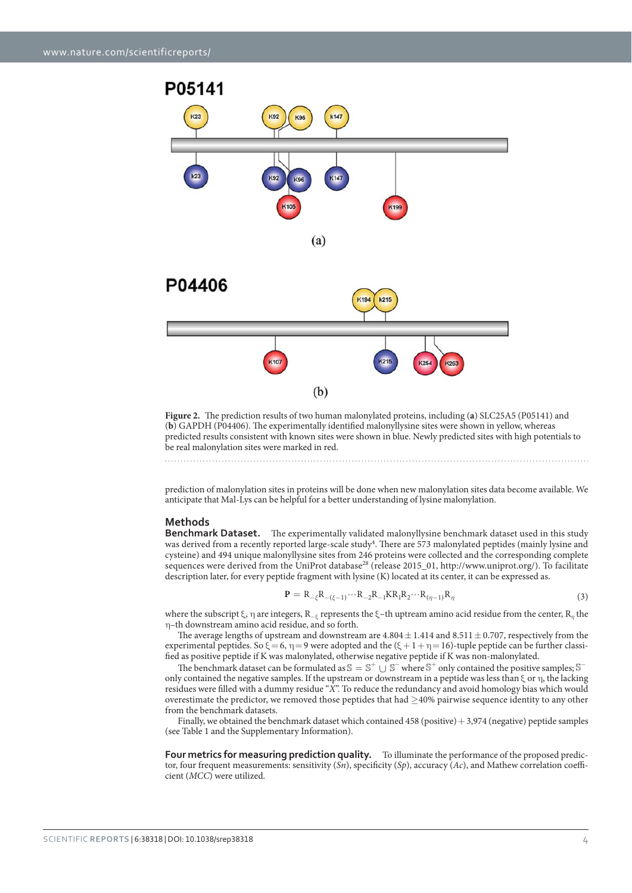**Figure 2.** The prediction results of two human malonylated proteins, including (**a**) SLC25A5 (P05141) and (**b**) GAPDH (P04406). The experimentally identified malonyllysine sites were shown in yellow, whereas predicted results consistent with known sites were shown in blue. Newly predicted sites with high potentials to be real malonylation sites were marked in red.

prediction of malonylation sites in proteins will be done when new malonylation sites data become available. We anticipate that Mal-Lys can be helpful for a better understanding of lysine malonylation.

## Methods

**Benchmark Dataset.** The experimentally validated malonyllysine benchmark dataset used in this study was derived from a recently reported large-scale study[4]. There are 573 malonylated peptides (mainly lysine and cysteine) and 494 unique malonyllysine sites from 246 proteins were collected and the corresponding complete sequences were derived from the UniProt database[28] (release 2015_01, http://www.uniprot.org/). To facilitate description later, for every peptide fragment with lysine (K) located at its center, it can be expressed as.

$$\mathbf{P} = R_{-\xi}R_{-(\xi-1)}\cdots R_{-2}R_{-1}KR_{1}R_{2}\cdots R_{(\eta-1)}R_{\eta} \tag{3}$$

where the subscript $\xi$, $\eta$ are integers, $R_{-\xi}$ represents the $\xi$–th uptream amino acid residue from the center, $R_{\eta}$ the $\eta$–th downstream amino acid residue, and so forth.

The average lengths of upstream and downstream are $4.804 \pm 1.414$ and $8.511 \pm 0.707$, respectively from the experimental peptides. So $\xi = 6$, $\eta = 9$ were adopted and the ($\xi + 1 + \eta = 16$)-tuple peptide can be further classified as positive peptide if K was malonylated, otherwise negative peptide if K was non-malonylated.

The benchmark dataset can be formulated as $\mathbb{S} = \mathbb{S}^{+} \cup \mathbb{S}^{-}$ where $\mathbb{S}^{+}$ only contained the positive samples; $\mathbb{S}^{-}$ only contained the negative samples. If the upstream or downstream in a peptide was less than $\xi$ or $\eta$, the lacking residues were filled with a dummy residue "*X*". To reduce the redundancy and avoid homology bias which would overestimate the predictor, we removed those peptides that had $\geq$40% pairwise sequence identity to any other from the benchmark datasets.

Finally, we obtained the benchmark dataset which contained 458 (positive) + 3,974 (negative) peptide samples (see Table 1 and the Supplementary Information).

**Four metrics for measuring prediction quality.** To illuminate the performance of the proposed predictor, four frequent measurements: sensitivity (*Sn*), specificity (*Sp*), accuracy (*Ac*), and Mathew correlation coefficient (*MCC*) were utilized.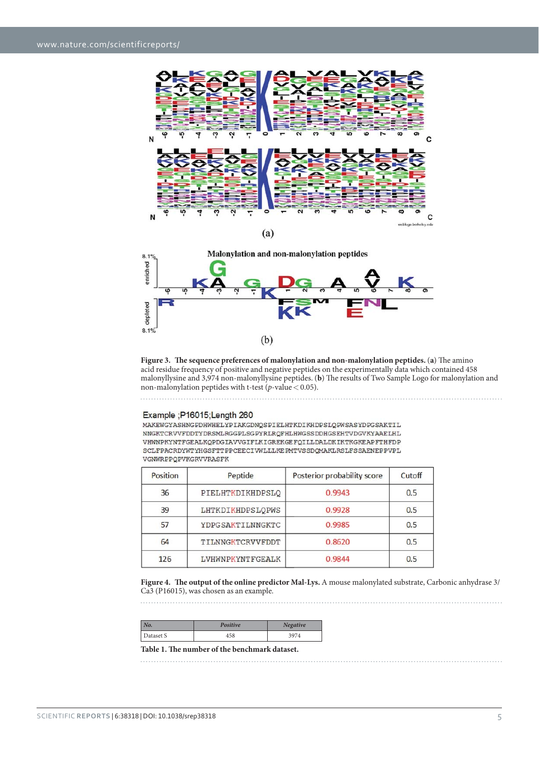**Figure 3. The sequence preferences of malonylation and non-malonylation peptides.** (**a**) The amino acid residue frequency of positive and negative peptides on the experimentally data which contained 458 malonyllysine and 3,974 non-malonyllysine peptides. (**b**) The results of Two Sample Logo for malonylation and non-malonylation peptides with t-test ($p$-value $< 0.05$).

Example ;P16015;Length 260

```
MAKEWGYASHNGPDHWHELYPIAKGDNQSPIELHTKDIKHDPSLQPWSASYDPGSAKTIL
NNGKTCRVVFDDTYDRSMLRGGPLSGPYRLRQFHLHWGSSDDHGSEHTVDGVKYAAELHL
VHWNPKYNTFGEALKQPDGIAVVGIFLKIGREKGEFQILLDALDKIKTKGKEAPFTHFDP
SCLFPACRDYWTYHGSFTTPPCEECIVWLLLKEPMTVSSDQMAKLRSLFSSAENEPPVPL
VGNWRPPQPVKGRVVRASFK
```

| Position | Peptide | Posterior probability score | Cutoff |
|---|---|---|---|
| 36 | PIELHTKDIKHDPSLQ | 0.9943 | 0.5 |
| 39 | LHTKDIKHDPSLQPWS | 0.9928 | 0.5 |
| 57 | YDPGSAKTILNNGKTC | 0.9985 | 0.5 |
| 64 | TILNNGKTCRVVFDDT | 0.8620 | 0.5 |
| 126 | LVHWNPKYNTFGEALK | 0.9844 | 0.5 |

**Figure 4. The output of the online predictor Mal-Lys.** A mouse malonylated substrate, Carbonic anhydrase 3/Ca3 (P16015), was chosen as an example.

| *No.* | *Positive* | *Negative* |
|---|---|---|
| Dataset S | 458 | 3974 |

**Table 1. The number of the benchmark dataset.**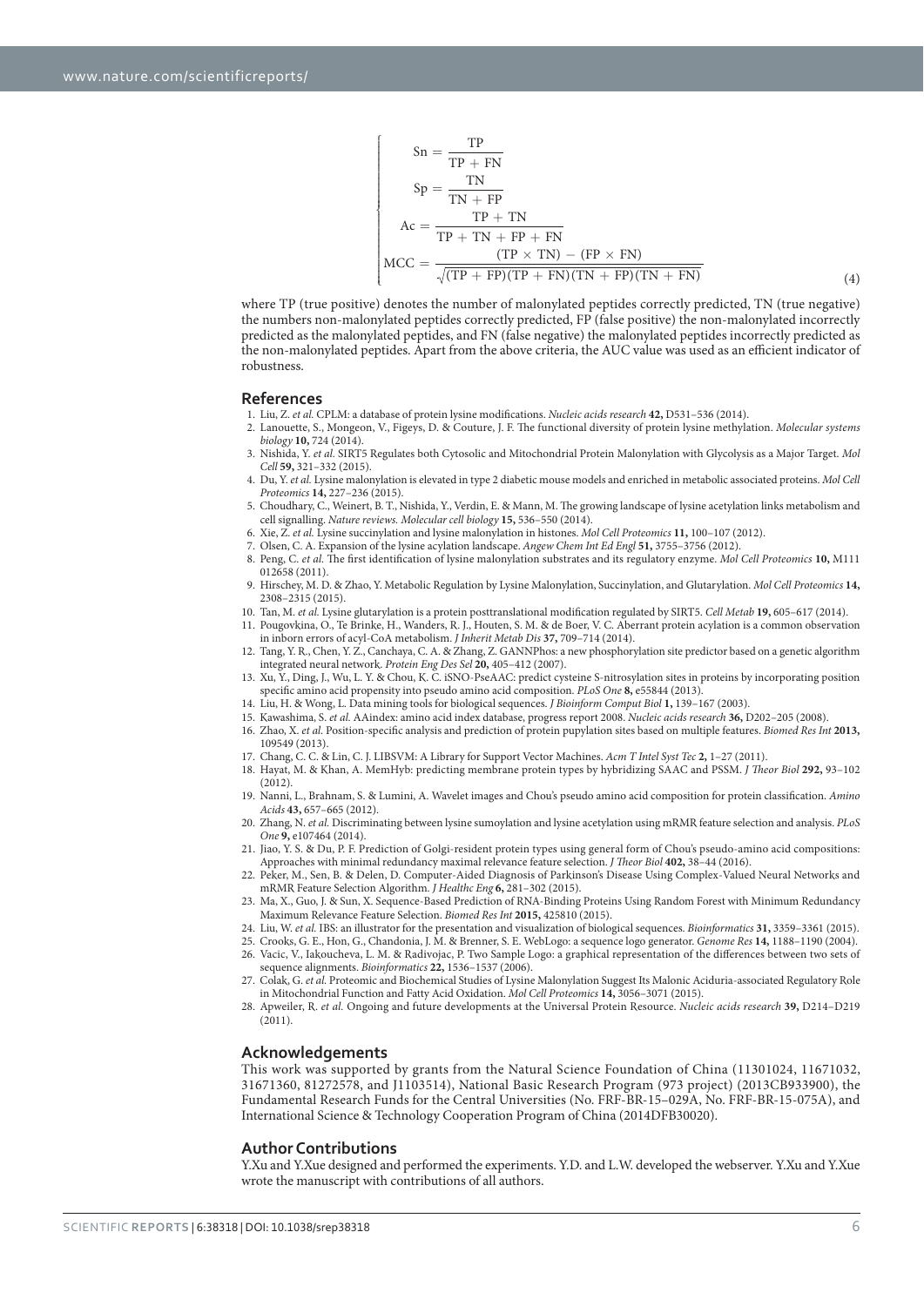$$
\begin{cases}
\text{Sn} = \dfrac{\text{TP}}{\text{TP} + \text{FN}} \\
\text{Sp} = \dfrac{\text{TN}}{\text{TN} + \text{FP}} \\
\text{Ac} = \dfrac{\text{TP} + \text{TN}}{\text{TP} + \text{TN} + \text{FP} + \text{FN}} \\
\text{MCC} = \dfrac{(\text{TP} \times \text{TN}) - (\text{FP} \times \text{FN})}{\sqrt{(\text{TP} + \text{FP})(\text{TP} + \text{FN})(\text{TN} + \text{FP})(\text{TN} + \text{FN})}}
\end{cases}
\quad (4)
$$

where TP (true positive) denotes the number of malonylated peptides correctly predicted, TN (true negative) the numbers non-malonylated peptides correctly predicted, FP (false positive) the non-malonylated incorrectly predicted as the malonylated peptides, and FN (false negative) the malonylated peptides incorrectly predicted as the non-malonylated peptides. Apart from the above criteria, the AUC value was used as an efficient indicator of robustness.

## References

1. Liu, Z. *et al.* CPLM: a database of protein lysine modifications. *Nucleic acids research* **42,** D531–536 (2014).
2. Lanouette, S., Mongeon, V., Figeys, D. & Couture, J. F. The functional diversity of protein lysine methylation. *Molecular systems biology* **10,** 724 (2014).
3. Nishida, Y. *et al.* SIRT5 Regulates both Cytosolic and Mitochondrial Protein Malonylation with Glycolysis as a Major Target. *Mol Cell* **59,** 321–332 (2015).
4. Du, Y. *et al.* Lysine malonylation is elevated in type 2 diabetic mouse models and enriched in metabolic associated proteins. *Mol Cell Proteomics* **14,** 227–236 (2015).
5. Choudhary, C., Weinert, B. T., Nishida, Y., Verdin, E. & Mann, M. The growing landscape of lysine acetylation links metabolism and cell signalling. *Nature reviews. Molecular cell biology* **15,** 536–550 (2014).
6. Xie, Z. *et al.* Lysine succinylation and lysine malonylation in histones. *Mol Cell Proteomics* **11,** 100–107 (2012).
7. Olsen, C. A. Expansion of the lysine acylation landscape. *Angew Chem Int Ed Engl* **51,** 3755–3756 (2012).
8. Peng, C. *et al.* The first identification of lysine malonylation substrates and its regulatory enzyme. *Mol Cell Proteomics* **10,** M111 012658 (2011).
9. Hirschey, M. D. & Zhao, Y. Metabolic Regulation by Lysine Malonylation, Succinylation, and Glutarylation. *Mol Cell Proteomics* **14,** 2308–2315 (2015).
10. Tan, M. *et al.* Lysine glutarylation is a protein posttranslational modification regulated by SIRT5. *Cell Metab* **19,** 605–617 (2014).
11. Pougovkina, O., Te Brinke, H., Wanders, R. J., Houten, S. M. & de Boer, V. C. Aberrant protein acylation is a common observation in inborn errors of acyl-CoA metabolism. *J Inherit Metab Dis* **37,** 709–714 (2014).
12. Tang, Y. R., Chen, Y. Z., Canchaya, C. A. & Zhang, Z. GANNPhos: a new phosphorylation site predictor based on a genetic algorithm integrated neural network. *Protein Eng Des Sel* **20,** 405–412 (2007).
13. Xu, Y., Ding, J., Wu, L. Y. & Chou, K. C. iSNO-PseAAC: predict cysteine S-nitrosylation sites in proteins by incorporating position specific amino acid propensity into pseudo amino acid composition. *PLoS One* **8,** e55844 (2013).
14. Liu, H. & Wong, L. Data mining tools for biological sequences. *J Bioinform Comput Biol* **1,** 139–167 (2003).
15. Kawashima, S. *et al.* AAindex: amino acid index database, progress report 2008. *Nucleic acids research* **36,** D202–205 (2008).
16. Zhao, X. *et al.* Position-specific analysis and prediction of protein pupylation sites based on multiple features. *Biomed Res Int* **2013,** 109549 (2013).
17. Chang, C. C. & Lin, C. J. LIBSVM: A Library for Support Vector Machines. *Acm T Intel Syst Tec* **2,** 1–27 (2011).
18. Hayat, M. & Khan, A. MemHyb: predicting membrane protein types by hybridizing SAAC and PSSM. *J Theor Biol* **292,** 93–102 (2012).
19. Nanni, L., Brahnam, S. & Lumini, A. Wavelet images and Chou's pseudo amino acid composition for protein classification. *Amino Acids* **43,** 657–665 (2012).
20. Zhang, N. *et al.* Discriminating between lysine sumoylation and lysine acetylation using mRMR feature selection and analysis. *PLoS One* **9,** e107464 (2014).
21. Jiao, Y. S. & Du, P. F. Prediction of Golgi-resident protein types using general form of Chou's pseudo-amino acid compositions: Approaches with minimal redundancy maximal relevance feature selection. *J Theor Biol* **402,** 38–44 (2016).
22. Peker, M., Sen, B. & Delen, D. Computer-Aided Diagnosis of Parkinson's Disease Using Complex-Valued Neural Networks and mRMR Feature Selection Algorithm. *J Healthc Eng* **6,** 281–302 (2015).
23. Ma, X., Guo, J. & Sun, X. Sequence-Based Prediction of RNA-Binding Proteins Using Random Forest with Minimum Redundancy Maximum Relevance Feature Selection. *Biomed Res Int* **2015,** 425810 (2015).
24. Liu, W. *et al.* IBS: an illustrator for the presentation and visualization of biological sequences. *Bioinformatics* **31,** 3359–3361 (2015).
25. Crooks, G. E., Hon, G., Chandonia, J. M. & Brenner, S. E. WebLogo: a sequence logo generator. *Genome Res* **14,** 1188–1190 (2004).
26. Vacic, V., Iakoucheva, L. M. & Radivojac, P. Two Sample Logo: a graphical representation of the differences between two sets of sequence alignments. *Bioinformatics* **22,** 1536–1537 (2006).
27. Colak, G. *et al.* Proteomic and Biochemical Studies of Lysine Malonylation Suggest Its Malonic Aciduria-associated Regulatory Role in Mitochondrial Function and Fatty Acid Oxidation. *Mol Cell Proteomics* **14,** 3056–3071 (2015).
28. Apweiler, R. *et al.* Ongoing and future developments at the Universal Protein Resource. *Nucleic acids research* **39,** D214–D219 (2011).

## Acknowledgements

This work was supported by grants from the Natural Science Foundation of China (11301024, 11671032, 31671360, 81272578, and J1103514), National Basic Research Program (973 project) (2013CB933900), the Fundamental Research Funds for the Central Universities (No. FRF-BR-15–029A, No. FRF-BR-15-075A), and International Science & Technology Cooperation Program of China (2014DFB30020).

## Author Contributions

Y.Xu and Y.Xue designed and performed the experiments. Y.D. and L.W. developed the webserver. Y.Xu and Y.Xue wrote the manuscript with contributions of all authors.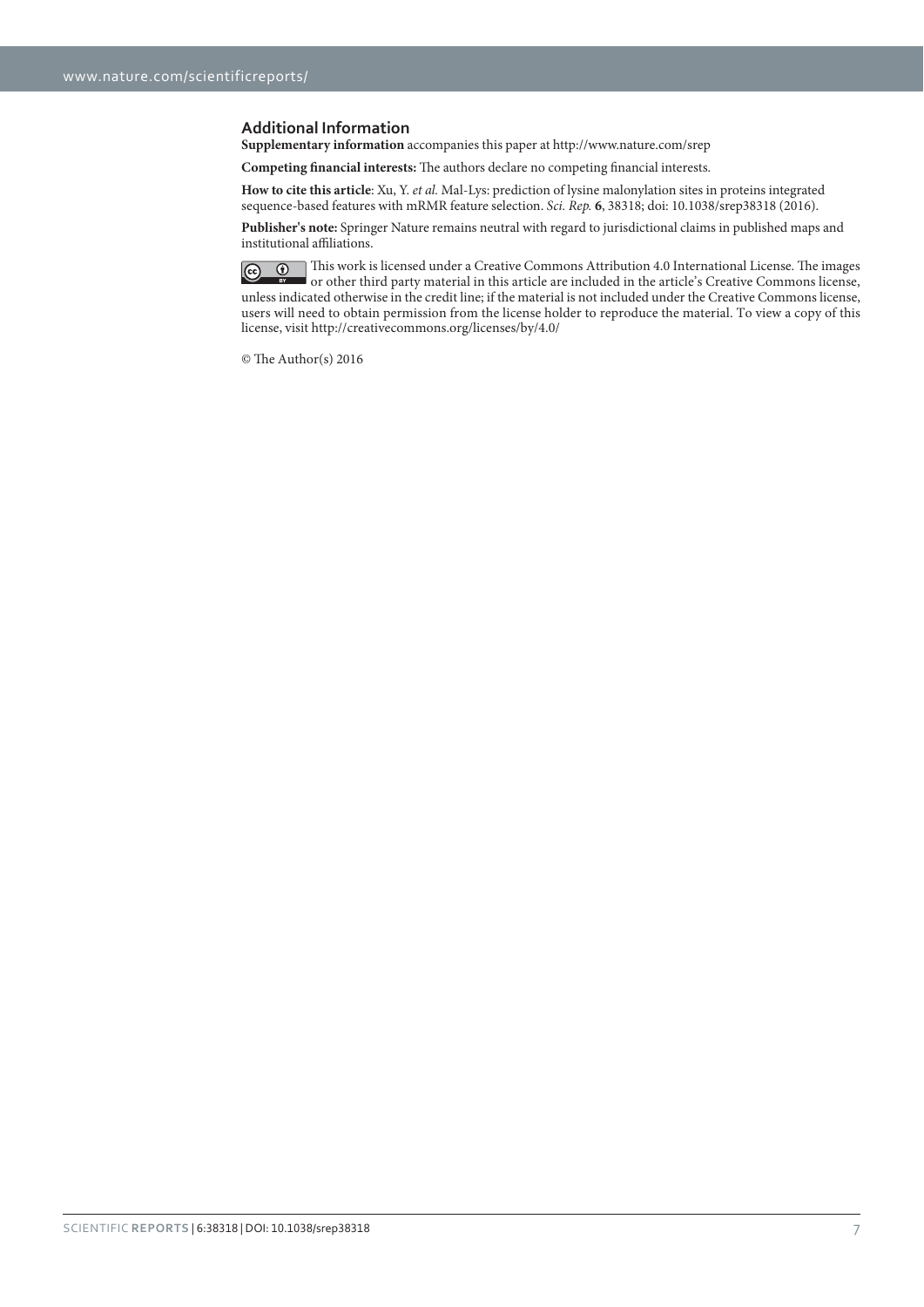## Additional Information

**Supplementary information** accompanies this paper at http://www.nature.com/srep

**Competing financial interests:** The authors declare no competing financial interests.

**How to cite this article**: Xu, Y. *et al.* Mal-Lys: prediction of lysine malonylation sites in proteins integrated sequence-based features with mRMR feature selection. *Sci. Rep.* **6**, 38318; doi: 10.1038/srep38318 (2016).

**Publisher's note:** Springer Nature remains neutral with regard to jurisdictional claims in published maps and institutional affiliations.

This work is licensed under a Creative Commons Attribution 4.0 International License. The images or other third party material in this article are included in the article's Creative Commons license, unless indicated otherwise in the credit line; if the material is not included under the Creative Commons license, users will need to obtain permission from the license holder to reproduce the material. To view a copy of this license, visit http://creativecommons.org/licenses/by/4.0/

© The Author(s) 2016